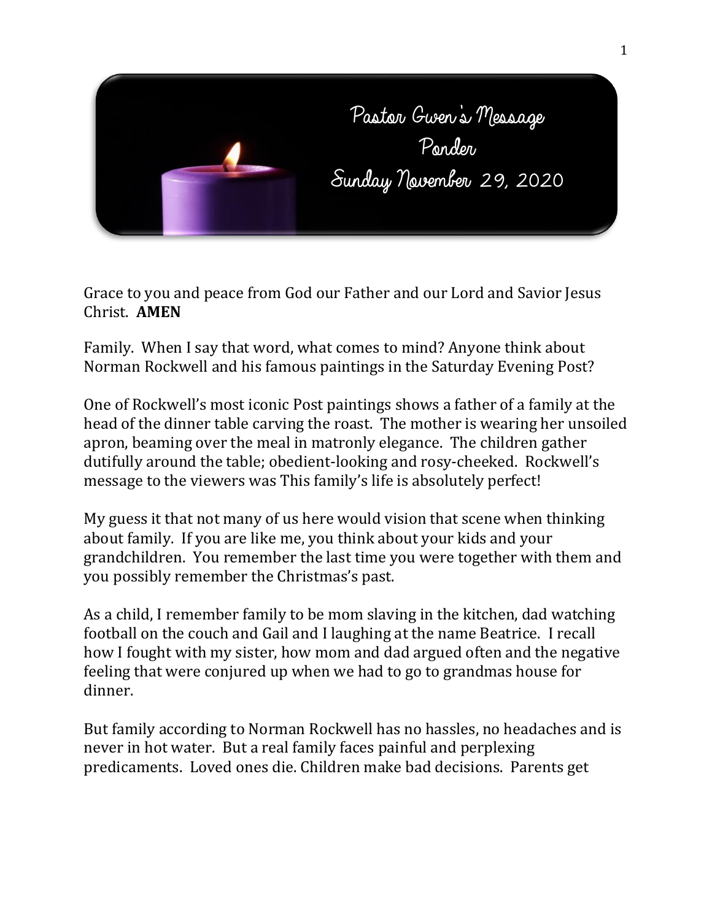# Pastor Gwen's Message

## Ponder

### Sunday November 29, 2020

Grace to you and peace from God our Father and our Lord and Savior Jesus Christ. **AMEN**

Family. When I say that word, what comes to mind? Anyone think about Norman Rockwell and his famous paintings in the Saturday Evening Post?

One of Rockwell's most iconic Post paintings shows a father of a family at the head of the dinner table carving the roast. The mother is wearing her unsoiled apron, beaming over the meal in matronly elegance. The children gather dutifully around the table; obedient-looking and rosy-cheeked. Rockwell's message to the viewers was This family's life is absolutely perfect!

My guess it that not many of us here would vision that scene when thinking about family. If you are like me, you think about your kids and your grandchildren. You remember the last time you were together with them and you possibly remember the Christmas's past.

As a child, I remember family to be mom slaving in the kitchen, dad watching football on the couch and Gail and I laughing at the name Beatrice. I recall how I fought with my sister, how mom and dad argued often and the negative feeling that were conjured up when we had to go to grandmas house for dinner.

But family according to Norman Rockwell has no hassles, no headaches and is never in hot water. But a real family faces painful and perplexing predicaments. Loved ones die. Children make bad decisions. Parents get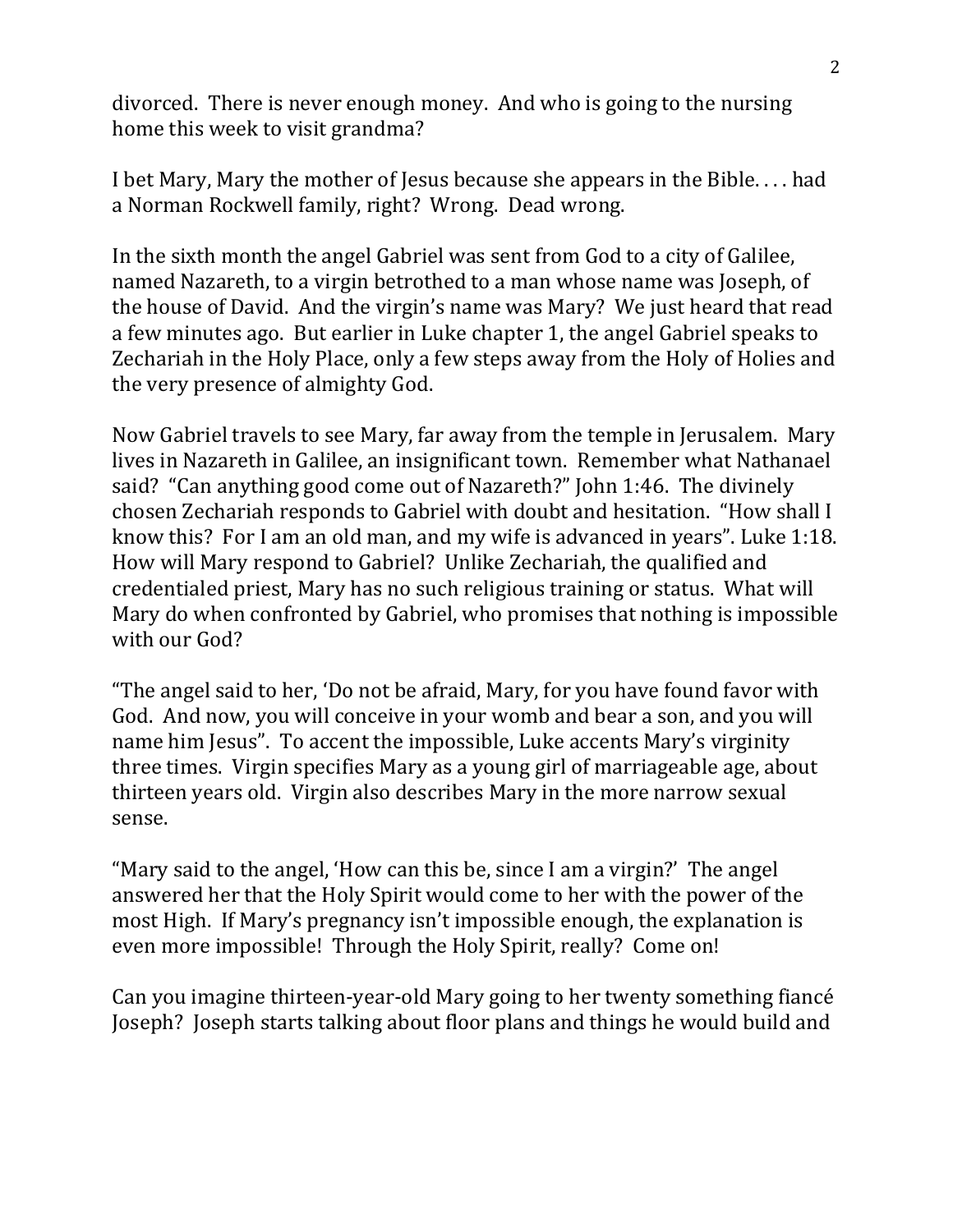divorced. There is never enough money. And who is going to the nursing home this week to visit grandma?

I bet Mary, Mary the mother of Jesus because she appears in the Bible. . . . had a Norman Rockwell family, right? Wrong. Dead wrong.

In the sixth month the angel Gabriel was sent from God to a city of Galilee, named Nazareth, to a virgin betrothed to a man whose name was Joseph, of the house of David. And the virgin's name was Mary? We just heard that read a few minutes ago. But earlier in Luke chapter 1, the angel Gabriel speaks to Zechariah in the Holy Place, only a few steps away from the Holy of Holies and the very presence of almighty God.

Now Gabriel travels to see Mary, far away from the temple in Jerusalem. Mary lives in Nazareth in Galilee, an insignificant town. Remember what Nathanael said? "Can anything good come out of Nazareth?" John 1:46. The divinely chosen Zechariah responds to Gabriel with doubt and hesitation. "How shall I know this? For I am an old man, and my wife is advanced in years". Luke 1:18. How will Mary respond to Gabriel? Unlike Zechariah, the qualified and credentialed priest, Mary has no such religious training or status. What will Mary do when confronted by Gabriel, who promises that nothing is impossible with our God?

"The angel said to her, 'Do not be afraid, Mary, for you have found favor with God. And now, you will conceive in your womb and bear a son, and you will name him Jesus". To accent the impossible, Luke accents Mary's virginity three times. Virgin specifies Mary as a young girl of marriageable age, about thirteen years old. Virgin also describes Mary in the more narrow sexual sense.

"Mary said to the angel, 'How can this be, since I am a virgin?' The angel answered her that the Holy Spirit would come to her with the power of the most High. If Mary's pregnancy isn't impossible enough, the explanation is even more impossible! Through the Holy Spirit, really? Come on!

Can you imagine thirteen-year-old Mary going to her twenty something fiancé Joseph? Joseph starts talking about floor plans and things he would build and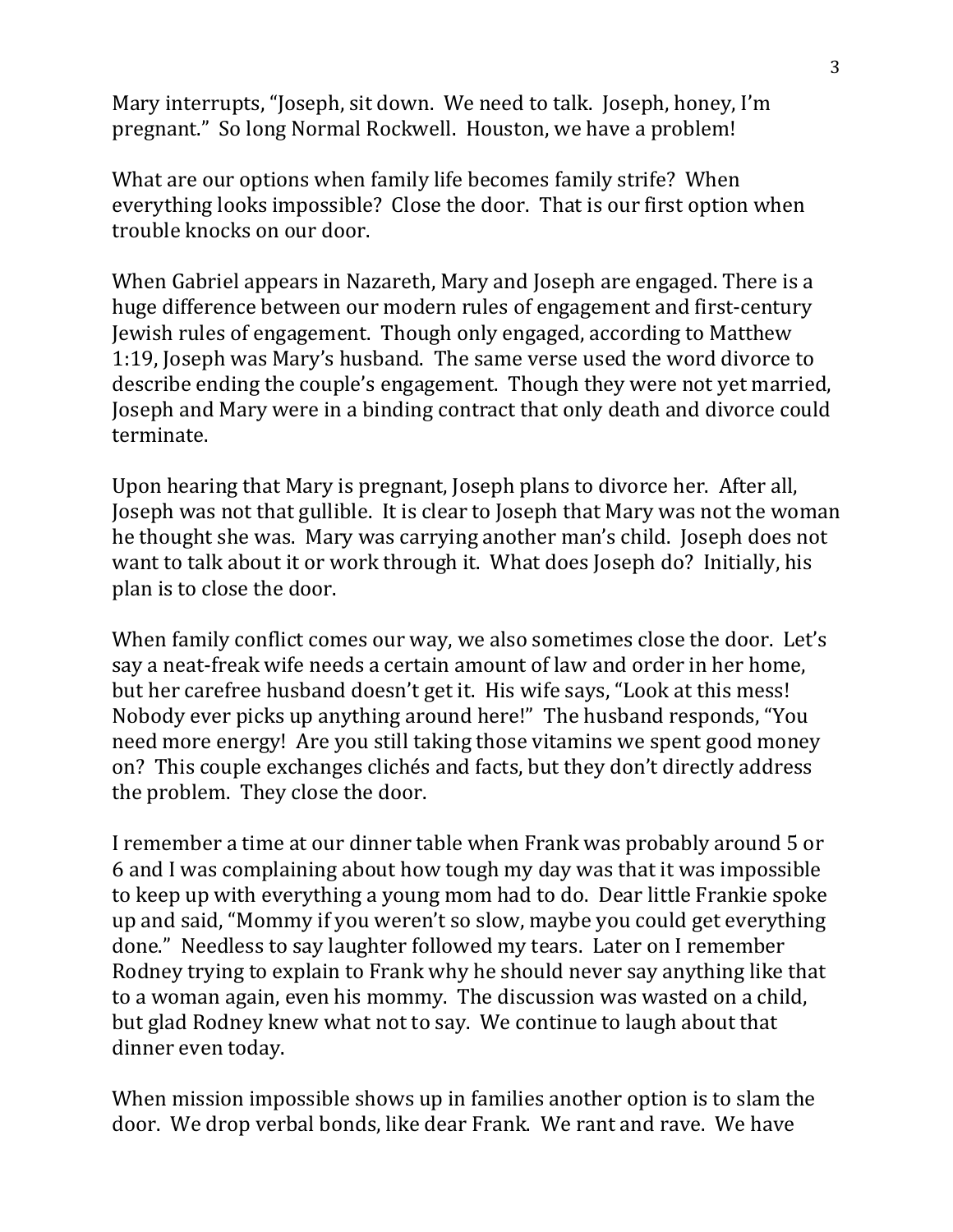Mary interrupts, "Joseph, sit down. We need to talk. Joseph, honey, I'm pregnant." So long Normal Rockwell. Houston, we have a problem!

What are our options when family life becomes family strife? When everything looks impossible? Close the door. That is our first option when trouble knocks on our door.

When Gabriel appears in Nazareth, Mary and Joseph are engaged. There is a huge difference between our modern rules of engagement and first-century Jewish rules of engagement. Though only engaged, according to Matthew 1:19, Joseph was Mary's husband. The same verse used the word divorce to describe ending the couple's engagement. Though they were not yet married, Joseph and Mary were in a binding contract that only death and divorce could terminate.

Upon hearing that Mary is pregnant, Joseph plans to divorce her. After all, Joseph was not that gullible. It is clear to Joseph that Mary was not the woman he thought she was. Mary was carrying another man's child. Joseph does not want to talk about it or work through it. What does Joseph do? Initially, his plan is to close the door.

When family conflict comes our way, we also sometimes close the door. Let's say a neat-freak wife needs a certain amount of law and order in her home, but her carefree husband doesn't get it. His wife says, "Look at this mess! Nobody ever picks up anything around here!" The husband responds, "You need more energy! Are you still taking those vitamins we spent good money on? This couple exchanges clichés and facts, but they don't directly address the problem. They close the door.

I remember a time at our dinner table when Frank was probably around 5 or 6 and I was complaining about how tough my day was that it was impossible to keep up with everything a young mom had to do. Dear little Frankie spoke up and said, "Mommy if you weren't so slow, maybe you could get everything done." Needless to say laughter followed my tears. Later on I remember Rodney trying to explain to Frank why he should never say anything like that to a woman again, even his mommy. The discussion was wasted on a child, but glad Rodney knew what not to say. We continue to laugh about that dinner even today.

When mission impossible shows up in families another option is to slam the door. We drop verbal bonds, like dear Frank. We rant and rave. We have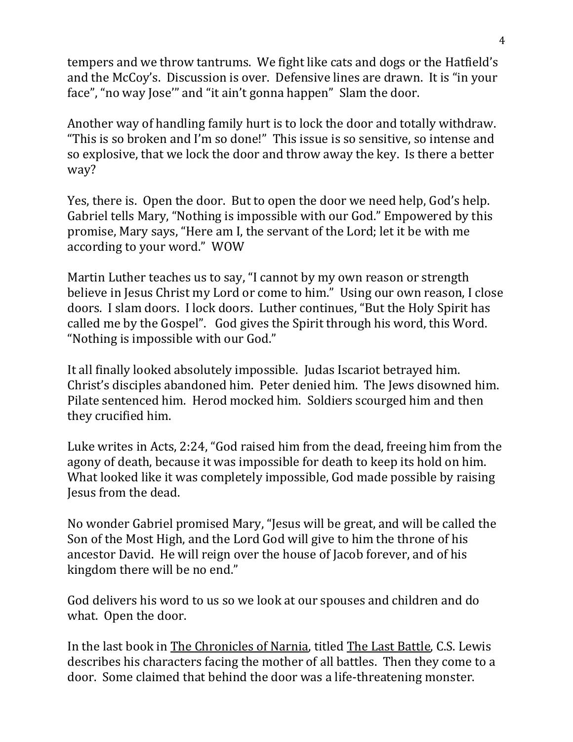tempers and we throw tantrums. We fight like cats and dogs or the Hatfield's and the McCoy's. Discussion is over. Defensive lines are drawn. It is "in your face", "no way Jose'" and "it ain't gonna happen" Slam the door.

Another way of handling family hurt is to lock the door and totally withdraw. "This is so broken and I'm so done!" This issue is so sensitive, so intense and so explosive, that we lock the door and throw away the key. Is there a better way?

Yes, there is. Open the door. But to open the door we need help, God's help. Gabriel tells Mary, "Nothing is impossible with our God." Empowered by this promise, Mary says, "Here am I, the servant of the Lord; let it be with me according to your word." WOW

Martin Luther teaches us to say, "I cannot by my own reason or strength believe in Jesus Christ my Lord or come to him." Using our own reason, I close doors. I slam doors. I lock doors. Luther continues, "But the Holy Spirit has called me by the Gospel". God gives the Spirit through his word, this Word. "Nothing is impossible with our God."

It all finally looked absolutely impossible. Judas Iscariot betrayed him. Christ's disciples abandoned him. Peter denied him. The Jews disowned him. Pilate sentenced him. Herod mocked him. Soldiers scourged him and then they crucified him.

Luke writes in Acts, 2:24, "God raised him from the dead, freeing him from the agony of death, because it was impossible for death to keep its hold on him. What looked like it was completely impossible, God made possible by raising Jesus from the dead.

No wonder Gabriel promised Mary, "Jesus will be great, and will be called the Son of the Most High, and the Lord God will give to him the throne of his ancestor David. He will reign over the house of Jacob forever, and of his kingdom there will be no end."

God delivers his word to us so we look at our spouses and children and do what. Open the door.

In the last book in The Chronicles of Narnia, titled The Last Battle, C.S. Lewis describes his characters facing the mother of all battles. Then they come to a door. Some claimed that behind the door was a life-threatening monster.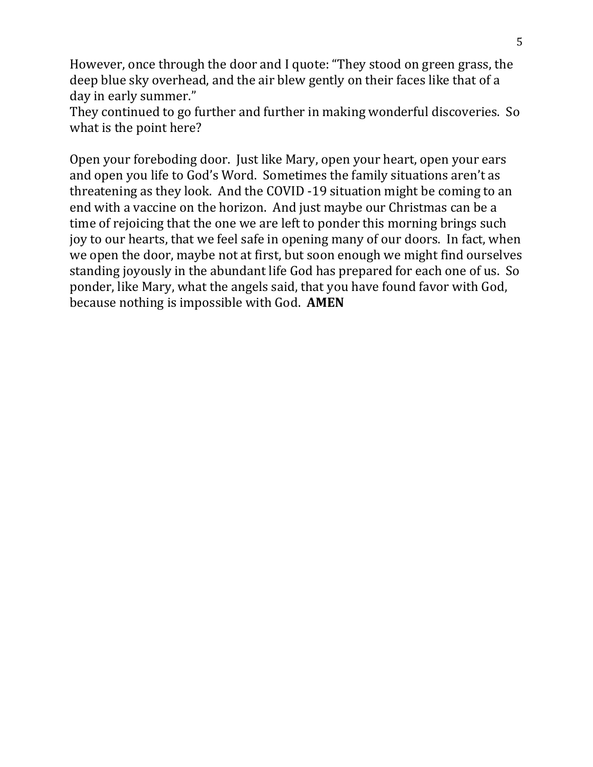However, once through the door and I quote: "They stood on green grass, the deep blue sky overhead, and the air blew gently on their faces like that of a day in early summer."
They continued to go further and further in making wonderful discoveries. So what is the point here?

Open your foreboding door. Just like Mary, open your heart, open your ears and open you life to God's Word. Sometimes the family situations aren't as threatening as they look. And the COVID -19 situation might be coming to an end with a vaccine on the horizon. And just maybe our Christmas can be a time of rejoicing that the one we are left to ponder this morning brings such joy to our hearts, that we feel safe in opening many of our doors. In fact, when we open the door, maybe not at first, but soon enough we might find ourselves standing joyously in the abundant life God has prepared for each one of us. So ponder, like Mary, what the angels said, that you have found favor with God, because nothing is impossible with God. **AMEN**